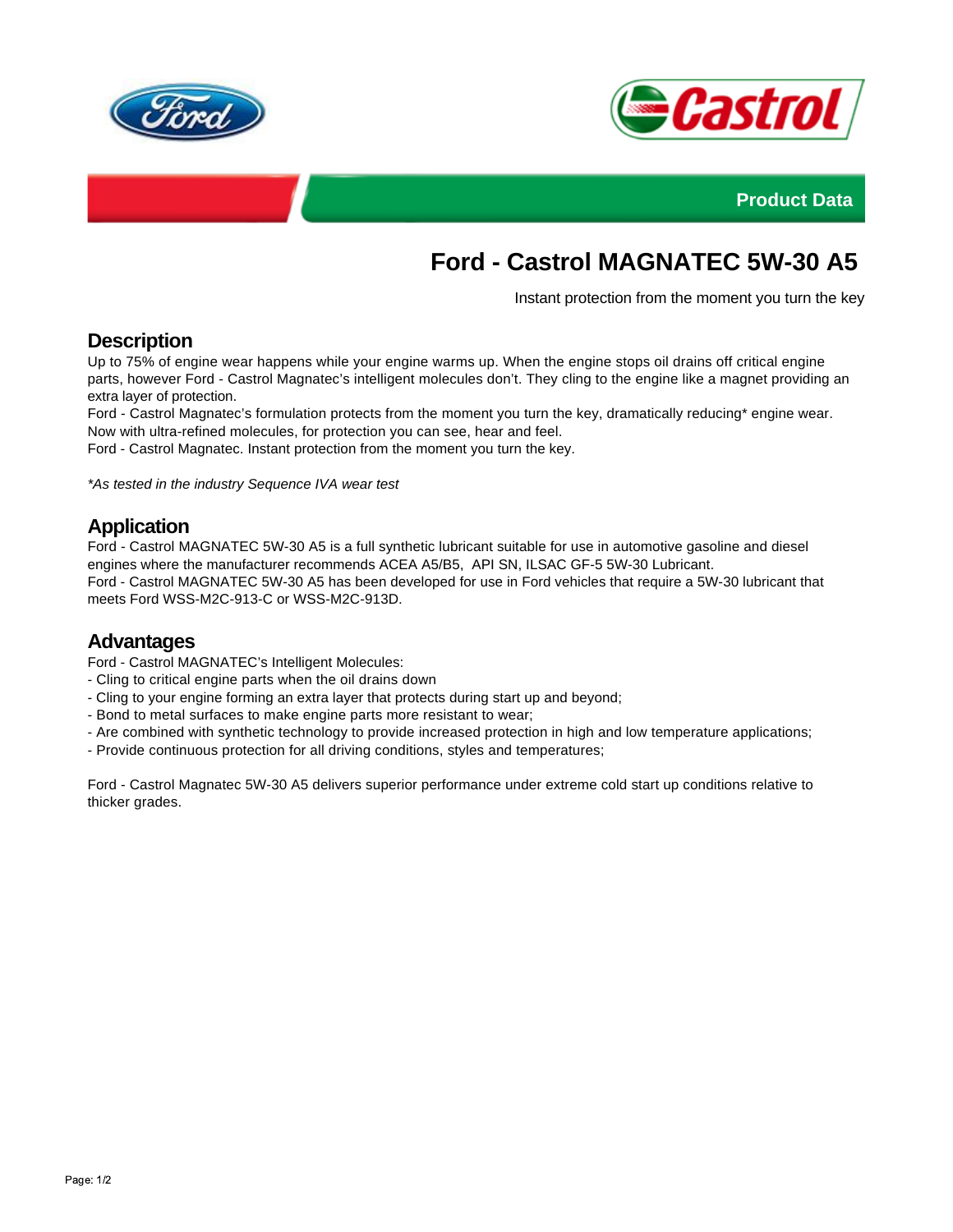Product Data

# Ford - Castrol MAGNATEC 5W-30 A5

Instant protection from the moment you turn the key

## Description

Up to 75% of engine wear happens while your engine warms up. When the engine stops oil drains off critical engine parts, however Ford - Castrol Magnatec's intelligent molecules don't. They cling to the engine like a magnet providing an extra layer of protection.
Ford - Castrol Magnatec's formulation protects from the moment you turn the key, dramatically reducing* engine wear. Now with ultra-refined molecules, for protection you can see, hear and feel.
Ford - Castrol Magnatec. Instant protection from the moment you turn the key.

*\*As tested in the industry Sequence IVA wear test*

## Application

Ford - Castrol MAGNATEC 5W-30 A5 is a full synthetic lubricant suitable for use in automotive gasoline and diesel engines where the manufacturer recommends ACEA A5/B5, API SN, ILSAC GF-5 5W-30 Lubricant.
Ford - Castrol MAGNATEC 5W-30 A5 has been developed for use in Ford vehicles that require a 5W-30 lubricant that meets Ford WSS-M2C-913-C or WSS-M2C-913D.

## Advantages

Ford - Castrol MAGNATEC's Intelligent Molecules:

- Cling to critical engine parts when the oil drains down
- Cling to your engine forming an extra layer that protects during start up and beyond;
- Bond to metal surfaces to make engine parts more resistant to wear;
- Are combined with synthetic technology to provide increased protection in high and low temperature applications;
- Provide continuous protection for all driving conditions, styles and temperatures;

Ford - Castrol Magnatec 5W-30 A5 delivers superior performance under extreme cold start up conditions relative to thicker grades.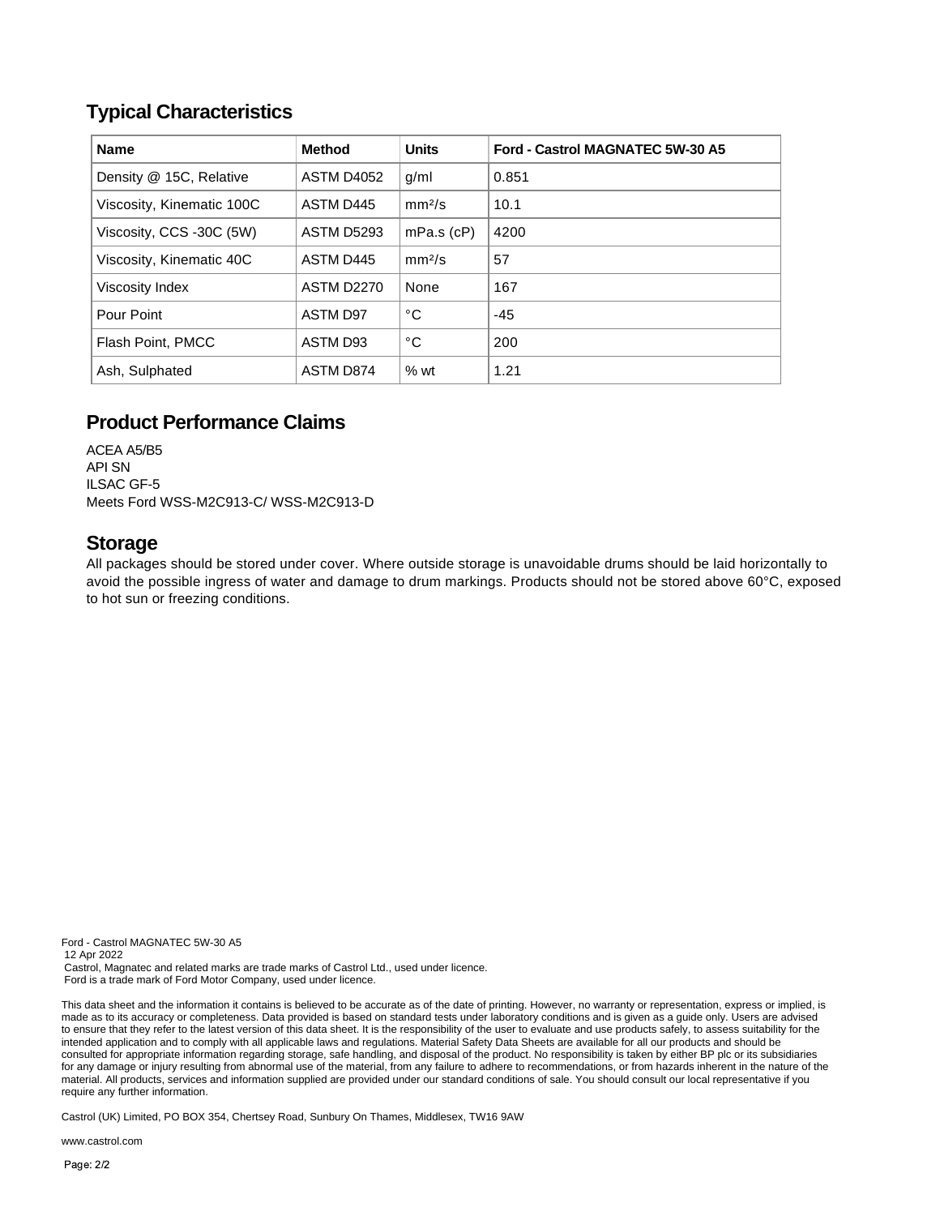## Typical Characteristics

| Name | Method | Units | Ford - Castrol MAGNATEC 5W-30 A5 |
|---|---|---|---|
| Density @ 15C, Relative | ASTM D4052 | g/ml | 0.851 |
| Viscosity, Kinematic 100C | ASTM D445 | $mm^2/s$ | 10.1 |
| Viscosity, CCS -30C (5W) | ASTM D5293 | mPa.s (cP) | 4200 |
| Viscosity, Kinematic 40C | ASTM D445 | $mm^2/s$ | 57 |
| Viscosity Index | ASTM D2270 | None | 167 |
| Pour Point | ASTM D97 | °C | -45 |
| Flash Point, PMCC | ASTM D93 | °C | 200 |
| Ash, Sulphated | ASTM D874 | % wt | 1.21 |

## Product Performance Claims

ACEA A5/B5
API SN
ILSAC GF-5
Meets Ford WSS-M2C913-C/ WSS-M2C913-D

## Storage

All packages should be stored under cover. Where outside storage is unavoidable drums should be laid horizontally to avoid the possible ingress of water and damage to drum markings. Products should not be stored above 60°C, exposed to hot sun or freezing conditions.

Ford - Castrol MAGNATEC 5W-30 A5
12 Apr 2022
Castrol, Magnatec and related marks are trade marks of Castrol Ltd., used under licence.
Ford is a trade mark of Ford Motor Company, used under licence.

This data sheet and the information it contains is believed to be accurate as of the date of printing. However, no warranty or representation, express or implied, is made as to its accuracy or completeness. Data provided is based on standard tests under laboratory conditions and is given as a guide only. Users are advised to ensure that they refer to the latest version of this data sheet. It is the responsibility of the user to evaluate and use products safely, to assess suitability for the intended application and to comply with all applicable laws and regulations. Material Safety Data Sheets are available for all our products and should be consulted for appropriate information regarding storage, safe handling, and disposal of the product. No responsibility is taken by either BP plc or its subsidiaries for any damage or injury resulting from abnormal use of the material, from any failure to adhere to recommendations, or from hazards inherent in the nature of the material. All products, services and information supplied are provided under our standard conditions of sale. You should consult our local representative if you require any further information.

Castrol (UK) Limited, PO BOX 354, Chertsey Road, Sunbury On Thames, Middlesex, TW16 9AW

www.castrol.com